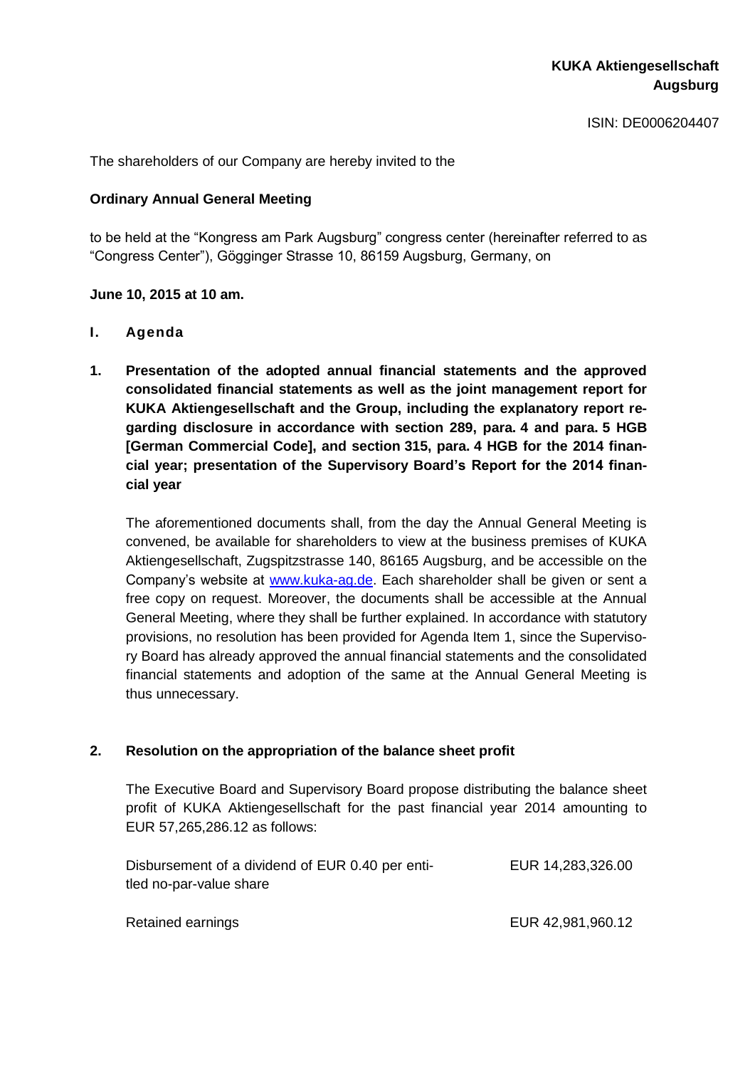**KUKA Aktiengesellschaft**
**Augsburg**

ISIN: DE0006204407

The shareholders of our Company are hereby invited to the

**Ordinary Annual General Meeting**

to be held at the "Kongress am Park Augsburg" congress center (hereinafter referred to as "Congress Center"), Gögginger Strasse 10, 86159 Augsburg, Germany, on

**June 10, 2015 at 10 am.**

## I. Agenda

### 1. Presentation of the adopted annual financial statements and the approved consolidated financial statements as well as the joint management report for KUKA Aktiengesellschaft and the Group, including the explanatory report regarding disclosure in accordance with section 289, para. 4 and para. 5 HGB [German Commercial Code], and section 315, para. 4 HGB for the 2014 financial year; presentation of the Supervisory Board's Report for the 2014 financial year

The aforementioned documents shall, from the day the Annual General Meeting is convened, be available for shareholders to view at the business premises of KUKA Aktiengesellschaft, Zugspitzstrasse 140, 86165 Augsburg, and be accessible on the Company's website at www.kuka-ag.de. Each shareholder shall be given or sent a free copy on request. Moreover, the documents shall be accessible at the Annual General Meeting, where they shall be further explained. In accordance with statutory provisions, no resolution has been provided for Agenda Item 1, since the Supervisory Board has already approved the annual financial statements and the consolidated financial statements and adoption of the same at the Annual General Meeting is thus unnecessary.

### 2. Resolution on the appropriation of the balance sheet profit

The Executive Board and Supervisory Board propose distributing the balance sheet profit of KUKA Aktiengesellschaft for the past financial year 2014 amounting to EUR 57,265,286.12 as follows:

| | |
|---|---|
| Disbursement of a dividend of EUR 0.40 per entitled no-par-value share | EUR 14,283,326.00 |
| Retained earnings | EUR 42,981,960.12 |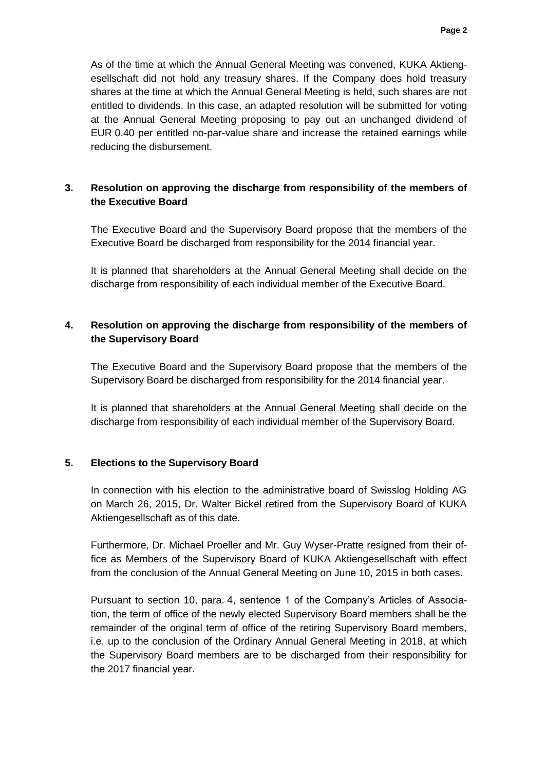As of the time at which the Annual General Meeting was convened, KUKA Aktiengesellschaft did not hold any treasury shares. If the Company does hold treasury shares at the time at which the Annual General Meeting is held, such shares are not entitled to dividends. In this case, an adapted resolution will be submitted for voting at the Annual General Meeting proposing to pay out an unchanged dividend of EUR 0.40 per entitled no-par-value share and increase the retained earnings while reducing the disbursement.

## 3. Resolution on approving the discharge from responsibility of the members of the Executive Board

The Executive Board and the Supervisory Board propose that the members of the Executive Board be discharged from responsibility for the 2014 financial year.

It is planned that shareholders at the Annual General Meeting shall decide on the discharge from responsibility of each individual member of the Executive Board.

## 4. Resolution on approving the discharge from responsibility of the members of the Supervisory Board

The Executive Board and the Supervisory Board propose that the members of the Supervisory Board be discharged from responsibility for the 2014 financial year.

It is planned that shareholders at the Annual General Meeting shall decide on the discharge from responsibility of each individual member of the Supervisory Board.

## 5. Elections to the Supervisory Board

In connection with his election to the administrative board of Swisslog Holding AG on March 26, 2015, Dr. Walter Bickel retired from the Supervisory Board of KUKA Aktiengesellschaft as of this date.

Furthermore, Dr. Michael Proeller and Mr. Guy Wyser-Pratte resigned from their office as Members of the Supervisory Board of KUKA Aktiengesellschaft with effect from the conclusion of the Annual General Meeting on June 10, 2015 in both cases.

Pursuant to section 10, para. 4, sentence 1 of the Company's Articles of Association, the term of office of the newly elected Supervisory Board members shall be the remainder of the original term of office of the retiring Supervisory Board members, i.e. up to the conclusion of the Ordinary Annual General Meeting in 2018, at which the Supervisory Board members are to be discharged from their responsibility for the 2017 financial year.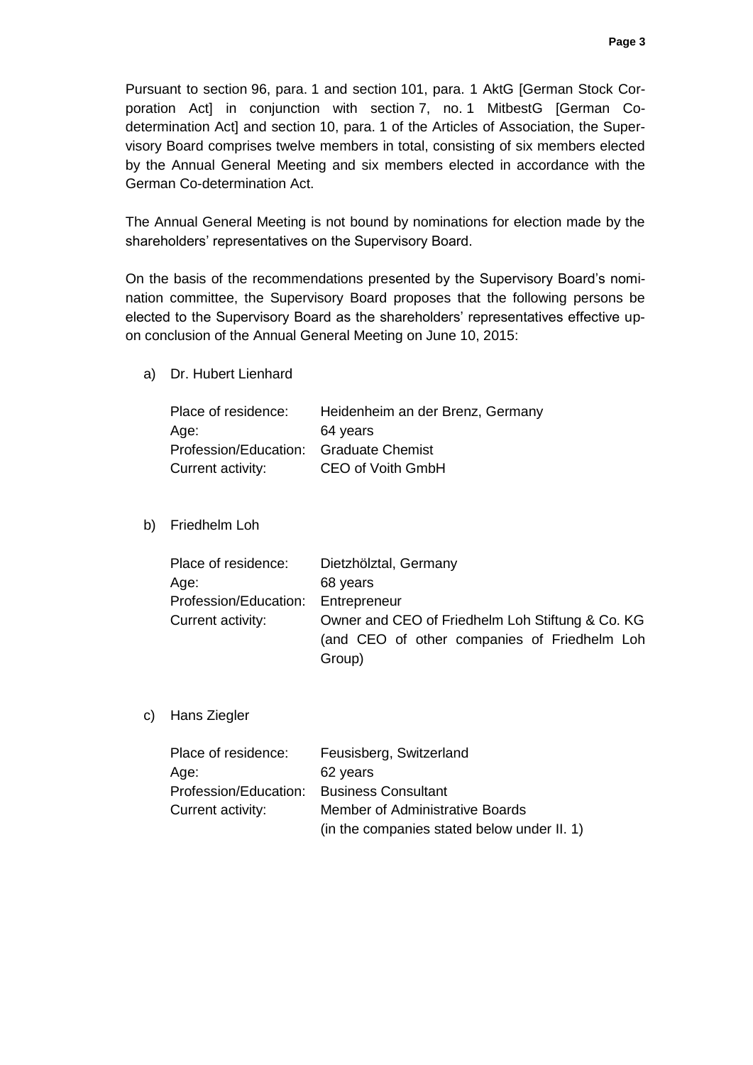Pursuant to section 96, para. 1 and section 101, para. 1 AktG [German Stock Corporation Act] in conjunction with section 7, no. 1 MitbestG [German Co-determination Act] and section 10, para. 1 of the Articles of Association, the Supervisory Board comprises twelve members in total, consisting of six members elected by the Annual General Meeting and six members elected in accordance with the German Co-determination Act.

The Annual General Meeting is not bound by nominations for election made by the shareholders' representatives on the Supervisory Board.

On the basis of the recommendations presented by the Supervisory Board's nomination committee, the Supervisory Board proposes that the following persons be elected to the Supervisory Board as the shareholders' representatives effective upon conclusion of the Annual General Meeting on June 10, 2015:

a) Dr. Hubert Lienhard

| | |
|---|---|
| Place of residence: | Heidenheim an der Brenz, Germany |
| Age: | 64 years |
| Profession/Education: | Graduate Chemist |
| Current activity: | CEO of Voith GmbH |

b) Friedhelm Loh

| | |
|---|---|
| Place of residence: | Dietzhölztal, Germany |
| Age: | 68 years |
| Profession/Education: | Entrepreneur |
| Current activity: | Owner and CEO of Friedhelm Loh Stiftung & Co. KG (and CEO of other companies of Friedhelm Loh Group) |

c) Hans Ziegler

| | |
|---|---|
| Place of residence: | Feusisberg, Switzerland |
| Age: | 62 years |
| Profession/Education: | Business Consultant |
| Current activity: | Member of Administrative Boards (in the companies stated below under II. 1) |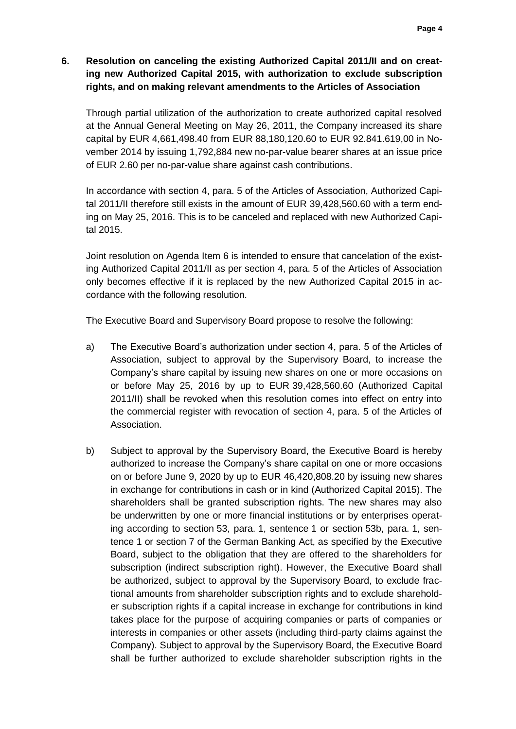**6. Resolution on canceling the existing Authorized Capital 2011/II and on creating new Authorized Capital 2015, with authorization to exclude subscription rights, and on making relevant amendments to the Articles of Association**

Through partial utilization of the authorization to create authorized capital resolved at the Annual General Meeting on May 26, 2011, the Company increased its share capital by EUR 4,661,498.40 from EUR 88,180,120.60 to EUR 92.841.619,00 in November 2014 by issuing 1,792,884 new no-par-value bearer shares at an issue price of EUR 2.60 per no-par-value share against cash contributions.

In accordance with section 4, para. 5 of the Articles of Association, Authorized Capital 2011/II therefore still exists in the amount of EUR 39,428,560.60 with a term ending on May 25, 2016. This is to be canceled and replaced with new Authorized Capital 2015.

Joint resolution on Agenda Item 6 is intended to ensure that cancelation of the existing Authorized Capital 2011/II as per section 4, para. 5 of the Articles of Association only becomes effective if it is replaced by the new Authorized Capital 2015 in accordance with the following resolution.

The Executive Board and Supervisory Board propose to resolve the following:

a) The Executive Board's authorization under section 4, para. 5 of the Articles of Association, subject to approval by the Supervisory Board, to increase the Company's share capital by issuing new shares on one or more occasions on or before May 25, 2016 by up to EUR 39,428,560.60 (Authorized Capital 2011/II) shall be revoked when this resolution comes into effect on entry into the commercial register with revocation of section 4, para. 5 of the Articles of Association.

b) Subject to approval by the Supervisory Board, the Executive Board is hereby authorized to increase the Company's share capital on one or more occasions on or before June 9, 2020 by up to EUR 46,420,808.20 by issuing new shares in exchange for contributions in cash or in kind (Authorized Capital 2015). The shareholders shall be granted subscription rights. The new shares may also be underwritten by one or more financial institutions or by enterprises operating according to section 53, para. 1, sentence 1 or section 53b, para. 1, sentence 1 or section 7 of the German Banking Act, as specified by the Executive Board, subject to the obligation that they are offered to the shareholders for subscription (indirect subscription right). However, the Executive Board shall be authorized, subject to approval by the Supervisory Board, to exclude fractional amounts from shareholder subscription rights and to exclude shareholder subscription rights if a capital increase in exchange for contributions in kind takes place for the purpose of acquiring companies or parts of companies or interests in companies or other assets (including third-party claims against the Company). Subject to approval by the Supervisory Board, the Executive Board shall be further authorized to exclude shareholder subscription rights in the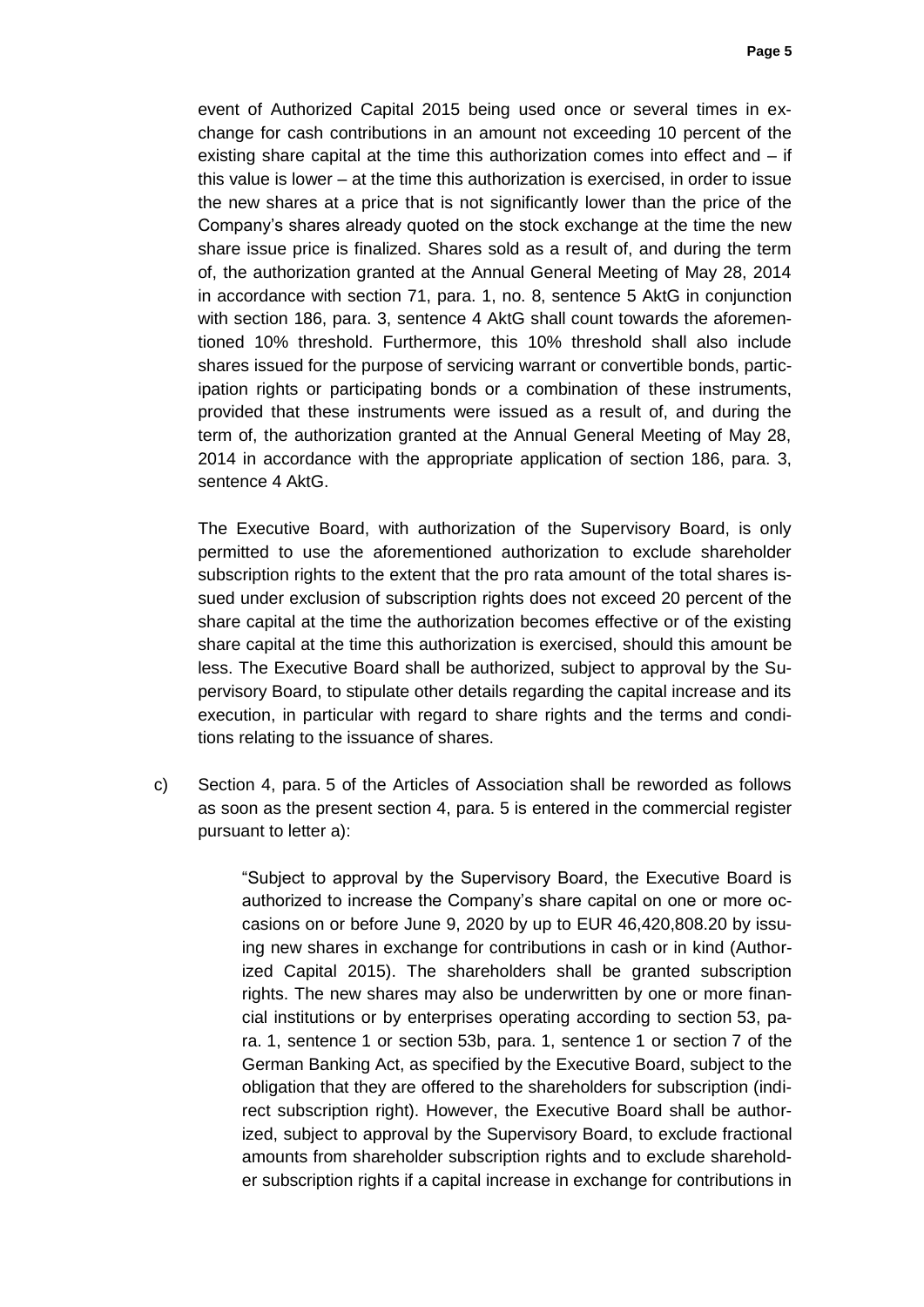event of Authorized Capital 2015 being used once or several times in exchange for cash contributions in an amount not exceeding 10 percent of the existing share capital at the time this authorization comes into effect and – if this value is lower – at the time this authorization is exercised, in order to issue the new shares at a price that is not significantly lower than the price of the Company's shares already quoted on the stock exchange at the time the new share issue price is finalized. Shares sold as a result of, and during the term of, the authorization granted at the Annual General Meeting of May 28, 2014 in accordance with section 71, para. 1, no. 8, sentence 5 AktG in conjunction with section 186, para. 3, sentence 4 AktG shall count towards the aforementioned 10% threshold. Furthermore, this 10% threshold shall also include shares issued for the purpose of servicing warrant or convertible bonds, participation rights or participating bonds or a combination of these instruments, provided that these instruments were issued as a result of, and during the term of, the authorization granted at the Annual General Meeting of May 28, 2014 in accordance with the appropriate application of section 186, para. 3, sentence 4 AktG.

The Executive Board, with authorization of the Supervisory Board, is only permitted to use the aforementioned authorization to exclude shareholder subscription rights to the extent that the pro rata amount of the total shares issued under exclusion of subscription rights does not exceed 20 percent of the share capital at the time the authorization becomes effective or of the existing share capital at the time this authorization is exercised, should this amount be less. The Executive Board shall be authorized, subject to approval by the Supervisory Board, to stipulate other details regarding the capital increase and its execution, in particular with regard to share rights and the terms and conditions relating to the issuance of shares.

c) Section 4, para. 5 of the Articles of Association shall be reworded as follows as soon as the present section 4, para. 5 is entered in the commercial register pursuant to letter a):

> "Subject to approval by the Supervisory Board, the Executive Board is authorized to increase the Company's share capital on one or more occasions on or before June 9, 2020 by up to EUR 46,420,808.20 by issuing new shares in exchange for contributions in cash or in kind (Authorized Capital 2015). The shareholders shall be granted subscription rights. The new shares may also be underwritten by one or more financial institutions or by enterprises operating according to section 53, para. 1, sentence 1 or section 53b, para. 1, sentence 1 or section 7 of the German Banking Act, as specified by the Executive Board, subject to the obligation that they are offered to the shareholders for subscription (indirect subscription right). However, the Executive Board shall be authorized, subject to approval by the Supervisory Board, to exclude fractional amounts from shareholder subscription rights and to exclude shareholder subscription rights if a capital increase in exchange for contributions in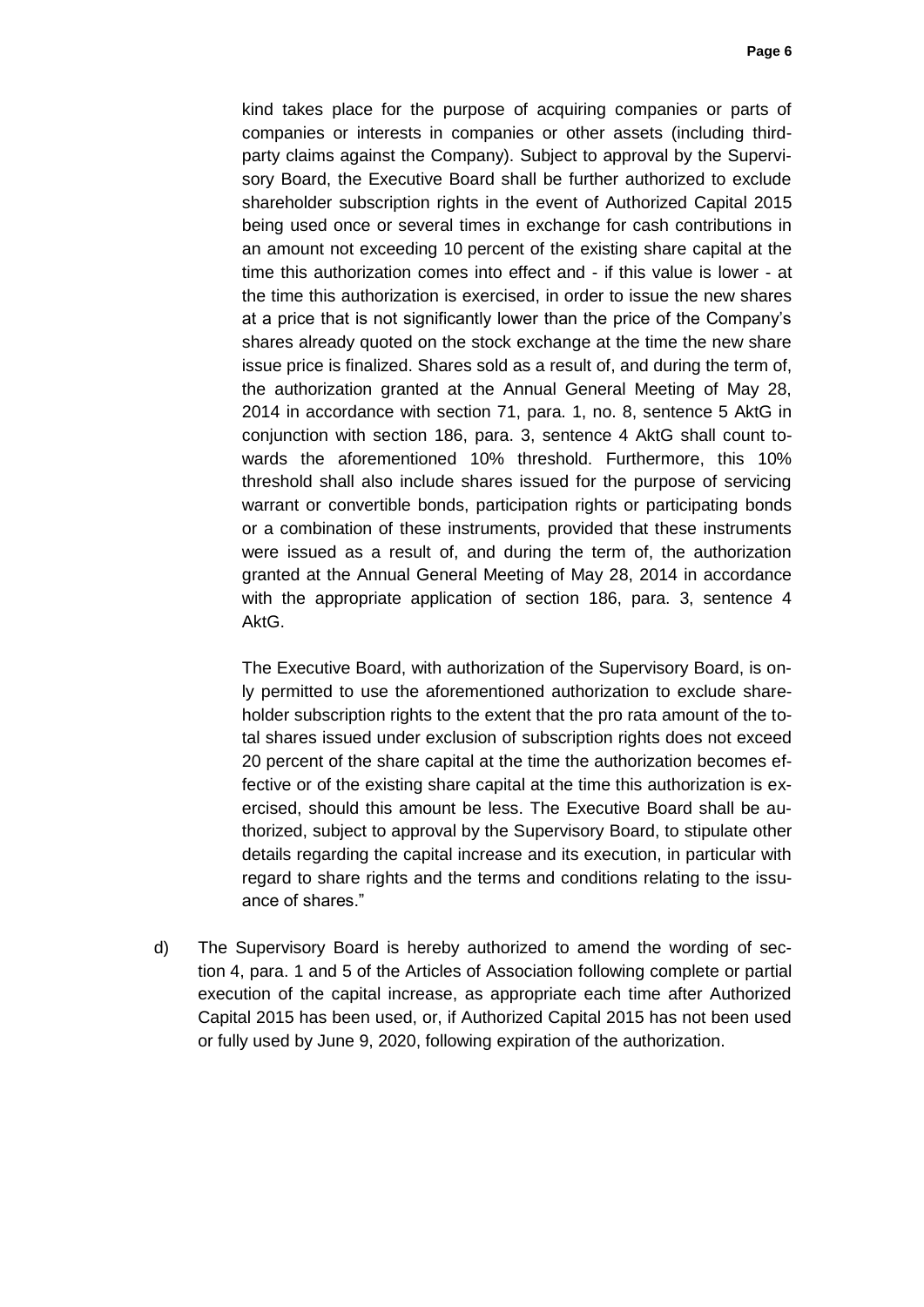kind takes place for the purpose of acquiring companies or parts of companies or interests in companies or other assets (including third-party claims against the Company). Subject to approval by the Supervisory Board, the Executive Board shall be further authorized to exclude shareholder subscription rights in the event of Authorized Capital 2015 being used once or several times in exchange for cash contributions in an amount not exceeding 10 percent of the existing share capital at the time this authorization comes into effect and - if this value is lower - at the time this authorization is exercised, in order to issue the new shares at a price that is not significantly lower than the price of the Company's shares already quoted on the stock exchange at the time the new share issue price is finalized. Shares sold as a result of, and during the term of, the authorization granted at the Annual General Meeting of May 28, 2014 in accordance with section 71, para. 1, no. 8, sentence 5 AktG in conjunction with section 186, para. 3, sentence 4 AktG shall count towards the aforementioned 10% threshold. Furthermore, this 10% threshold shall also include shares issued for the purpose of servicing warrant or convertible bonds, participation rights or participating bonds or a combination of these instruments, provided that these instruments were issued as a result of, and during the term of, the authorization granted at the Annual General Meeting of May 28, 2014 in accordance with the appropriate application of section 186, para. 3, sentence 4 AktG.

The Executive Board, with authorization of the Supervisory Board, is only permitted to use the aforementioned authorization to exclude shareholder subscription rights to the extent that the pro rata amount of the total shares issued under exclusion of subscription rights does not exceed 20 percent of the share capital at the time the authorization becomes effective or of the existing share capital at the time this authorization is exercised, should this amount be less. The Executive Board shall be authorized, subject to approval by the Supervisory Board, to stipulate other details regarding the capital increase and its execution, in particular with regard to share rights and the terms and conditions relating to the issuance of shares."

d) The Supervisory Board is hereby authorized to amend the wording of section 4, para. 1 and 5 of the Articles of Association following complete or partial execution of the capital increase, as appropriate each time after Authorized Capital 2015 has been used, or, if Authorized Capital 2015 has not been used or fully used by June 9, 2020, following expiration of the authorization.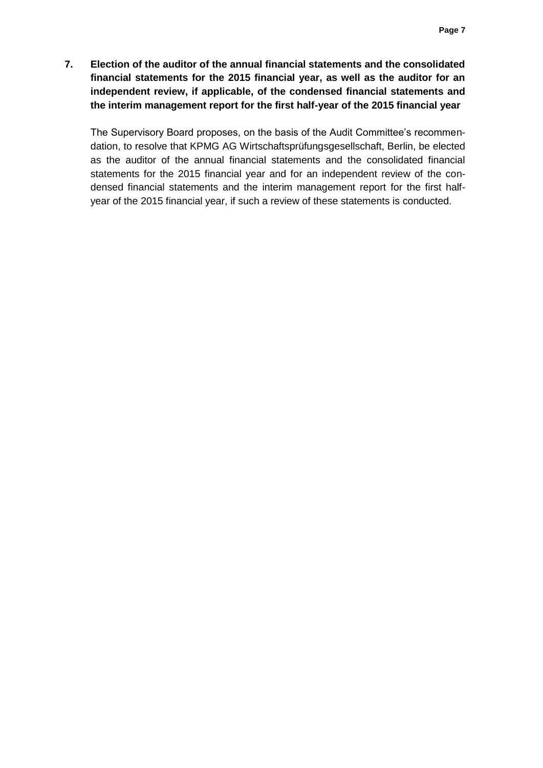## 7. Election of the auditor of the annual financial statements and the consolidated financial statements for the 2015 financial year, as well as the auditor for an independent review, if applicable, of the condensed financial statements and the interim management report for the first half-year of the 2015 financial year

The Supervisory Board proposes, on the basis of the Audit Committee's recommendation, to resolve that KPMG AG Wirtschaftsprüfungsgesellschaft, Berlin, be elected as the auditor of the annual financial statements and the consolidated financial statements for the 2015 financial year and for an independent review of the condensed financial statements and the interim management report for the first half-year of the 2015 financial year, if such a review of these statements is conducted.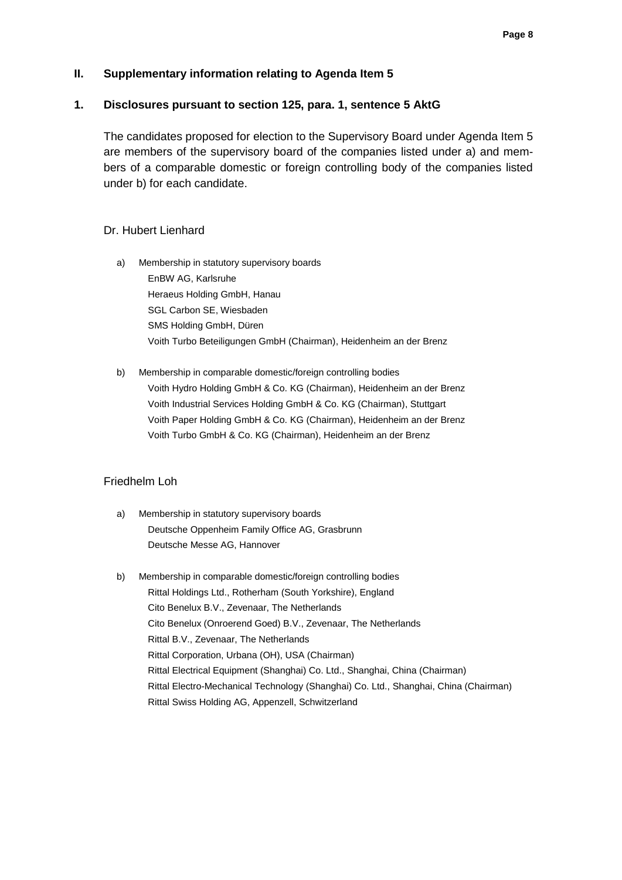## II. Supplementary information relating to Agenda Item 5

### 1. Disclosures pursuant to section 125, para. 1, sentence 5 AktG

The candidates proposed for election to the Supervisory Board under Agenda Item 5 are members of the supervisory board of the companies listed under a) and members of a comparable domestic or foreign controlling body of the companies listed under b) for each candidate.

Dr. Hubert Lienhard

a) Membership in statutory supervisory boards
   EnBW AG, Karlsruhe
   Heraeus Holding GmbH, Hanau
   SGL Carbon SE, Wiesbaden
   SMS Holding GmbH, Düren
   Voith Turbo Beteiligungen GmbH (Chairman), Heidenheim an der Brenz

b) Membership in comparable domestic/foreign controlling bodies
   Voith Hydro Holding GmbH & Co. KG (Chairman), Heidenheim an der Brenz
   Voith Industrial Services Holding GmbH & Co. KG (Chairman), Stuttgart
   Voith Paper Holding GmbH & Co. KG (Chairman), Heidenheim an der Brenz
   Voith Turbo GmbH & Co. KG (Chairman), Heidenheim an der Brenz

Friedhelm Loh

a) Membership in statutory supervisory boards
   Deutsche Oppenheim Family Office AG, Grasbrunn
   Deutsche Messe AG, Hannover

b) Membership in comparable domestic/foreign controlling bodies
   Rittal Holdings Ltd., Rotherham (South Yorkshire), England
   Cito Benelux B.V., Zevenaar, The Netherlands
   Cito Benelux (Onroerend Goed) B.V., Zevenaar, The Netherlands
   Rittal B.V., Zevenaar, The Netherlands
   Rittal Corporation, Urbana (OH), USA (Chairman)
   Rittal Electrical Equipment (Shanghai) Co. Ltd., Shanghai, China (Chairman)
   Rittal Electro-Mechanical Technology (Shanghai) Co. Ltd., Shanghai, China (Chairman)
   Rittal Swiss Holding AG, Appenzell, Schwitzerland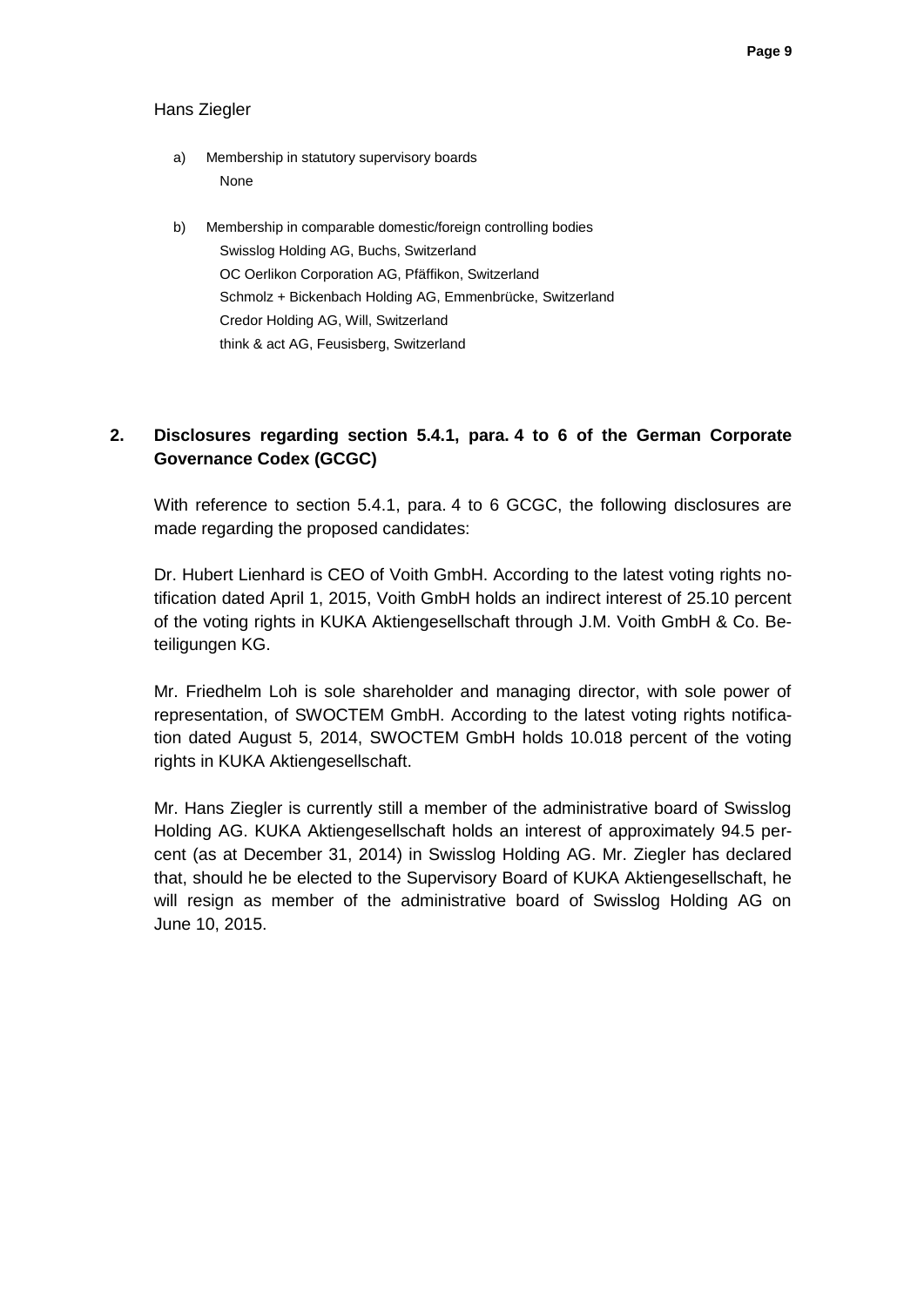Hans Ziegler

a) Membership in statutory supervisory boards
   None

b) Membership in comparable domestic/foreign controlling bodies
   Swisslog Holding AG, Buchs, Switzerland
   OC Oerlikon Corporation AG, Pfäffikon, Switzerland
   Schmolz + Bickenbach Holding AG, Emmenbrücke, Switzerland
   Credor Holding AG, Will, Switzerland
   think & act AG, Feusisberg, Switzerland

## 2. Disclosures regarding section 5.4.1, para. 4 to 6 of the German Corporate Governance Codex (GCGC)

With reference to section 5.4.1, para. 4 to 6 GCGC, the following disclosures are made regarding the proposed candidates:

Dr. Hubert Lienhard is CEO of Voith GmbH. According to the latest voting rights notification dated April 1, 2015, Voith GmbH holds an indirect interest of 25.10 percent of the voting rights in KUKA Aktiengesellschaft through J.M. Voith GmbH & Co. Beteiligungen KG.

Mr. Friedhelm Loh is sole shareholder and managing director, with sole power of representation, of SWOCTEM GmbH. According to the latest voting rights notification dated August 5, 2014, SWOCTEM GmbH holds 10.018 percent of the voting rights in KUKA Aktiengesellschaft.

Mr. Hans Ziegler is currently still a member of the administrative board of Swisslog Holding AG. KUKA Aktiengesellschaft holds an interest of approximately 94.5 percent (as at December 31, 2014) in Swisslog Holding AG. Mr. Ziegler has declared that, should he be elected to the Supervisory Board of KUKA Aktiengesellschaft, he will resign as member of the administrative board of Swisslog Holding AG on June 10, 2015.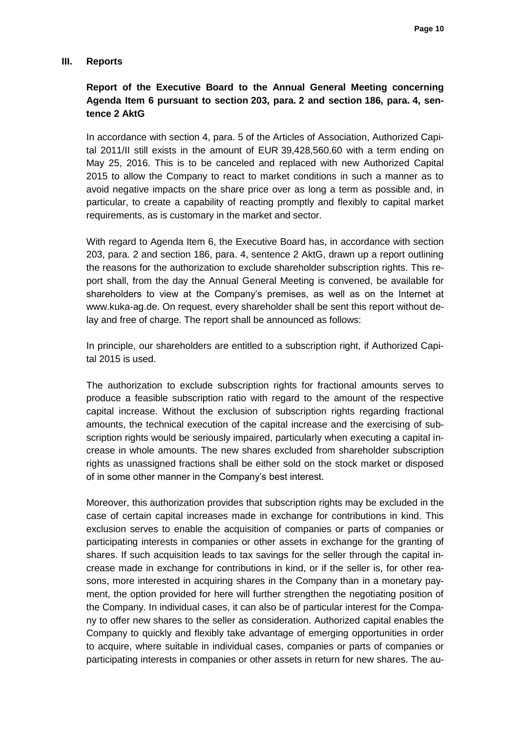## III. Reports

### Report of the Executive Board to the Annual General Meeting concerning Agenda Item 6 pursuant to section 203, para. 2 and section 186, para. 4, sentence 2 AktG

In accordance with section 4, para. 5 of the Articles of Association, Authorized Capital 2011/II still exists in the amount of EUR 39,428,560.60 with a term ending on May 25, 2016. This is to be canceled and replaced with new Authorized Capital 2015 to allow the Company to react to market conditions in such a manner as to avoid negative impacts on the share price over as long a term as possible and, in particular, to create a capability of reacting promptly and flexibly to capital market requirements, as is customary in the market and sector.

With regard to Agenda Item 6, the Executive Board has, in accordance with section 203, para. 2 and section 186, para. 4, sentence 2 AktG, drawn up a report outlining the reasons for the authorization to exclude shareholder subscription rights. This report shall, from the day the Annual General Meeting is convened, be available for shareholders to view at the Company's premises, as well as on the Internet at www.kuka-ag.de. On request, every shareholder shall be sent this report without delay and free of charge. The report shall be announced as follows:

In principle, our shareholders are entitled to a subscription right, if Authorized Capital 2015 is used.

The authorization to exclude subscription rights for fractional amounts serves to produce a feasible subscription ratio with regard to the amount of the respective capital increase. Without the exclusion of subscription rights regarding fractional amounts, the technical execution of the capital increase and the exercising of subscription rights would be seriously impaired, particularly when executing a capital increase in whole amounts. The new shares excluded from shareholder subscription rights as unassigned fractions shall be either sold on the stock market or disposed of in some other manner in the Company's best interest.

Moreover, this authorization provides that subscription rights may be excluded in the case of certain capital increases made in exchange for contributions in kind. This exclusion serves to enable the acquisition of companies or parts of companies or participating interests in companies or other assets in exchange for the granting of shares. If such acquisition leads to tax savings for the seller through the capital increase made in exchange for contributions in kind, or if the seller is, for other reasons, more interested in acquiring shares in the Company than in a monetary payment, the option provided for here will further strengthen the negotiating position of the Company. In individual cases, it can also be of particular interest for the Company to offer new shares to the seller as consideration. Authorized capital enables the Company to quickly and flexibly take advantage of emerging opportunities in order to acquire, where suitable in individual cases, companies or parts of companies or participating interests in companies or other assets in return for new shares. The au-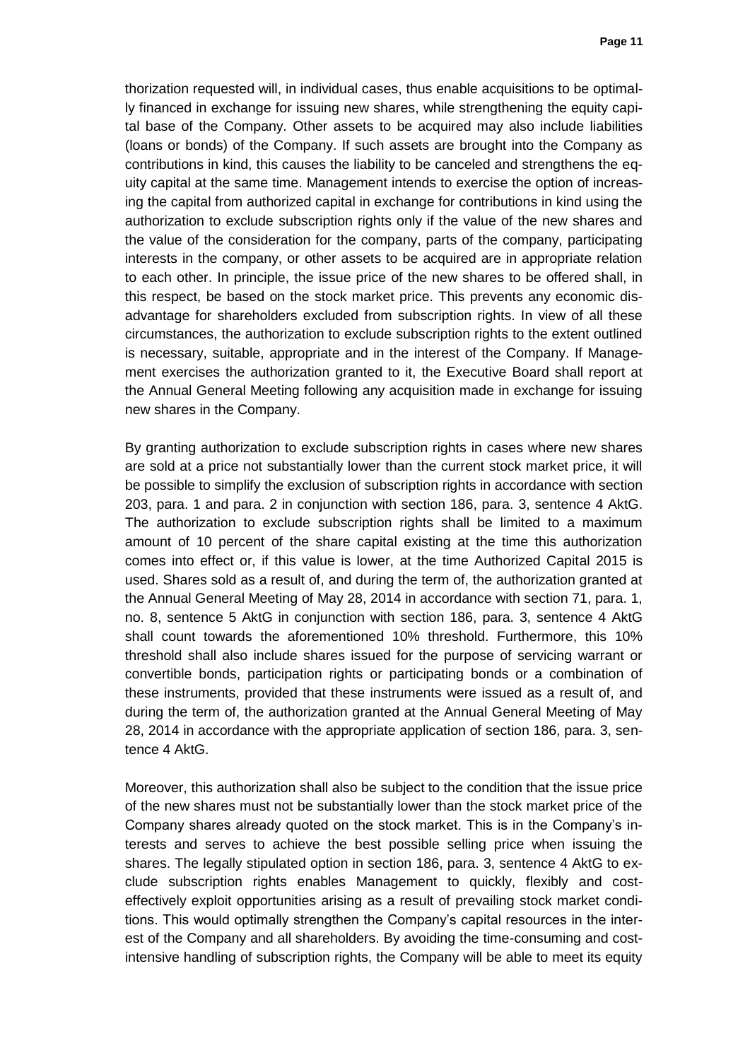thorization requested will, in individual cases, thus enable acquisitions to be optimally financed in exchange for issuing new shares, while strengthening the equity capital base of the Company. Other assets to be acquired may also include liabilities (loans or bonds) of the Company. If such assets are brought into the Company as contributions in kind, this causes the liability to be canceled and strengthens the equity capital at the same time. Management intends to exercise the option of increasing the capital from authorized capital in exchange for contributions in kind using the authorization to exclude subscription rights only if the value of the new shares and the value of the consideration for the company, parts of the company, participating interests in the company, or other assets to be acquired are in appropriate relation to each other. In principle, the issue price of the new shares to be offered shall, in this respect, be based on the stock market price. This prevents any economic disadvantage for shareholders excluded from subscription rights. In view of all these circumstances, the authorization to exclude subscription rights to the extent outlined is necessary, suitable, appropriate and in the interest of the Company. If Management exercises the authorization granted to it, the Executive Board shall report at the Annual General Meeting following any acquisition made in exchange for issuing new shares in the Company.

By granting authorization to exclude subscription rights in cases where new shares are sold at a price not substantially lower than the current stock market price, it will be possible to simplify the exclusion of subscription rights in accordance with section 203, para. 1 and para. 2 in conjunction with section 186, para. 3, sentence 4 AktG. The authorization to exclude subscription rights shall be limited to a maximum amount of 10 percent of the share capital existing at the time this authorization comes into effect or, if this value is lower, at the time Authorized Capital 2015 is used. Shares sold as a result of, and during the term of, the authorization granted at the Annual General Meeting of May 28, 2014 in accordance with section 71, para. 1, no. 8, sentence 5 AktG in conjunction with section 186, para. 3, sentence 4 AktG shall count towards the aforementioned 10% threshold. Furthermore, this 10% threshold shall also include shares issued for the purpose of servicing warrant or convertible bonds, participation rights or participating bonds or a combination of these instruments, provided that these instruments were issued as a result of, and during the term of, the authorization granted at the Annual General Meeting of May 28, 2014 in accordance with the appropriate application of section 186, para. 3, sentence 4 AktG.

Moreover, this authorization shall also be subject to the condition that the issue price of the new shares must not be substantially lower than the stock market price of the Company shares already quoted on the stock market. This is in the Company's interests and serves to achieve the best possible selling price when issuing the shares. The legally stipulated option in section 186, para. 3, sentence 4 AktG to exclude subscription rights enables Management to quickly, flexibly and cost-effectively exploit opportunities arising as a result of prevailing stock market conditions. This would optimally strengthen the Company's capital resources in the interest of the Company and all shareholders. By avoiding the time-consuming and cost-intensive handling of subscription rights, the Company will be able to meet its equity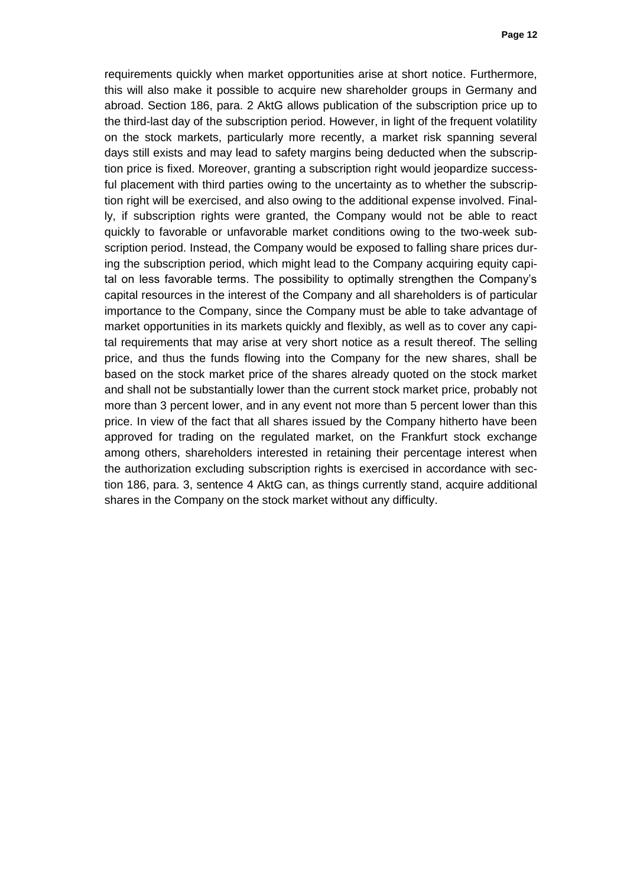requirements quickly when market opportunities arise at short notice. Furthermore, this will also make it possible to acquire new shareholder groups in Germany and abroad. Section 186, para. 2 AktG allows publication of the subscription price up to the third-last day of the subscription period. However, in light of the frequent volatility on the stock markets, particularly more recently, a market risk spanning several days still exists and may lead to safety margins being deducted when the subscription price is fixed. Moreover, granting a subscription right would jeopardize successful placement with third parties owing to the uncertainty as to whether the subscription right will be exercised, and also owing to the additional expense involved. Finally, if subscription rights were granted, the Company would not be able to react quickly to favorable or unfavorable market conditions owing to the two-week subscription period. Instead, the Company would be exposed to falling share prices during the subscription period, which might lead to the Company acquiring equity capital on less favorable terms. The possibility to optimally strengthen the Company's capital resources in the interest of the Company and all shareholders is of particular importance to the Company, since the Company must be able to take advantage of market opportunities in its markets quickly and flexibly, as well as to cover any capital requirements that may arise at very short notice as a result thereof. The selling price, and thus the funds flowing into the Company for the new shares, shall be based on the stock market price of the shares already quoted on the stock market and shall not be substantially lower than the current stock market price, probably not more than 3 percent lower, and in any event not more than 5 percent lower than this price. In view of the fact that all shares issued by the Company hitherto have been approved for trading on the regulated market, on the Frankfurt stock exchange among others, shareholders interested in retaining their percentage interest when the authorization excluding subscription rights is exercised in accordance with section 186, para. 3, sentence 4 AktG can, as things currently stand, acquire additional shares in the Company on the stock market without any difficulty.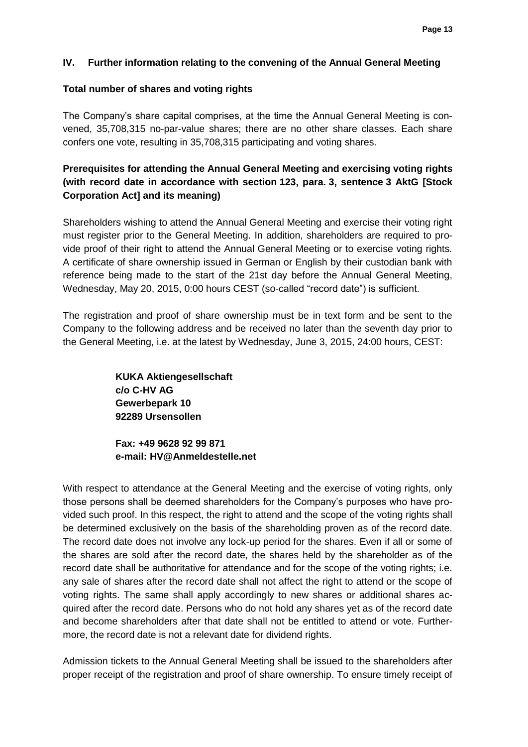## IV. Further information relating to the convening of the Annual General Meeting

### Total number of shares and voting rights

The Company's share capital comprises, at the time the Annual General Meeting is convened, 35,708,315 no-par-value shares; there are no other share classes. Each share confers one vote, resulting in 35,708,315 participating and voting shares.

### Prerequisites for attending the Annual General Meeting and exercising voting rights (with record date in accordance with section 123, para. 3, sentence 3 AktG [Stock Corporation Act] and its meaning)

Shareholders wishing to attend the Annual General Meeting and exercise their voting right must register prior to the General Meeting. In addition, shareholders are required to provide proof of their right to attend the Annual General Meeting or to exercise voting rights. A certificate of share ownership issued in German or English by their custodian bank with reference being made to the start of the 21st day before the Annual General Meeting, Wednesday, May 20, 2015, 0:00 hours CEST (so-called "record date") is sufficient.

The registration and proof of share ownership must be in text form and be sent to the Company to the following address and be received no later than the seventh day prior to the General Meeting, i.e. at the latest by Wednesday, June 3, 2015, 24:00 hours, CEST:

**KUKA Aktiengesellschaft**
**c/o C-HV AG**
**Gewerbepark 10**
**92289 Ursensollen**

**Fax: +49 9628 92 99 871**
**e-mail: HV@Anmeldestelle.net**

With respect to attendance at the General Meeting and the exercise of voting rights, only those persons shall be deemed shareholders for the Company's purposes who have provided such proof. In this respect, the right to attend and the scope of the voting rights shall be determined exclusively on the basis of the shareholding proven as of the record date. The record date does not involve any lock-up period for the shares. Even if all or some of the shares are sold after the record date, the shares held by the shareholder as of the record date shall be authoritative for attendance and for the scope of the voting rights; i.e. any sale of shares after the record date shall not affect the right to attend or the scope of voting rights. The same shall apply accordingly to new shares or additional shares acquired after the record date. Persons who do not hold any shares yet as of the record date and become shareholders after that date shall not be entitled to attend or vote. Furthermore, the record date is not a relevant date for dividend rights.

Admission tickets to the Annual General Meeting shall be issued to the shareholders after proper receipt of the registration and proof of share ownership. To ensure timely receipt of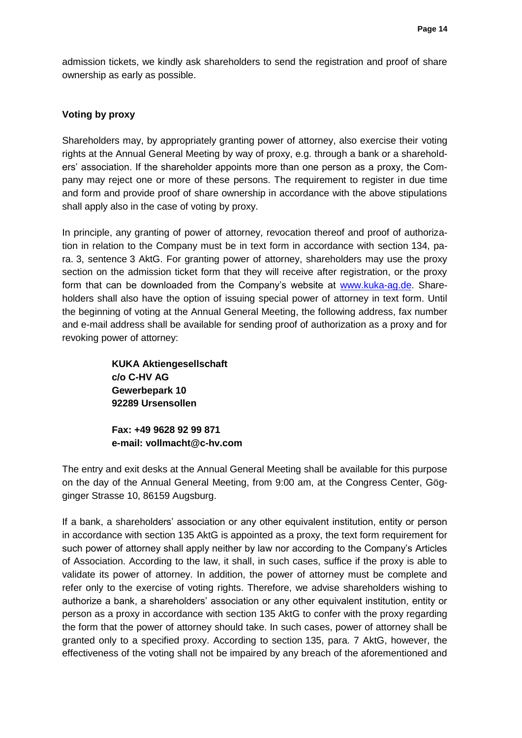admission tickets, we kindly ask shareholders to send the registration and proof of share ownership as early as possible.

**Voting by proxy**

Shareholders may, by appropriately granting power of attorney, also exercise their voting rights at the Annual General Meeting by way of proxy, e.g. through a bank or a shareholders' association. If the shareholder appoints more than one person as a proxy, the Company may reject one or more of these persons. The requirement to register in due time and form and provide proof of share ownership in accordance with the above stipulations shall apply also in the case of voting by proxy.

In principle, any granting of power of attorney, revocation thereof and proof of authorization in relation to the Company must be in text form in accordance with section 134, para. 3, sentence 3 AktG. For granting power of attorney, shareholders may use the proxy section on the admission ticket form that they will receive after registration, or the proxy form that can be downloaded from the Company's website at www.kuka-ag.de. Shareholders shall also have the option of issuing special power of attorney in text form. Until the beginning of voting at the Annual General Meeting, the following address, fax number and e-mail address shall be available for sending proof of authorization as a proxy and for revoking power of attorney:

> **KUKA Aktiengesellschaft**
> **c/o C-HV AG**
> **Gewerbepark 10**
> **92289 Ursensollen**
>
> **Fax: +49 9628 92 99 871**
> **e-mail: vollmacht@c-hv.com**

The entry and exit desks at the Annual General Meeting shall be available for this purpose on the day of the Annual General Meeting, from 9:00 am, at the Congress Center, Gögginger Strasse 10, 86159 Augsburg.

If a bank, a shareholders' association or any other equivalent institution, entity or person in accordance with section 135 AktG is appointed as a proxy, the text form requirement for such power of attorney shall apply neither by law nor according to the Company's Articles of Association. According to the law, it shall, in such cases, suffice if the proxy is able to validate its power of attorney. In addition, the power of attorney must be complete and refer only to the exercise of voting rights. Therefore, we advise shareholders wishing to authorize a bank, a shareholders' association or any other equivalent institution, entity or person as a proxy in accordance with section 135 AktG to confer with the proxy regarding the form that the power of attorney should take. In such cases, power of attorney shall be granted only to a specified proxy. According to section 135, para. 7 AktG, however, the effectiveness of the voting shall not be impaired by any breach of the aforementioned and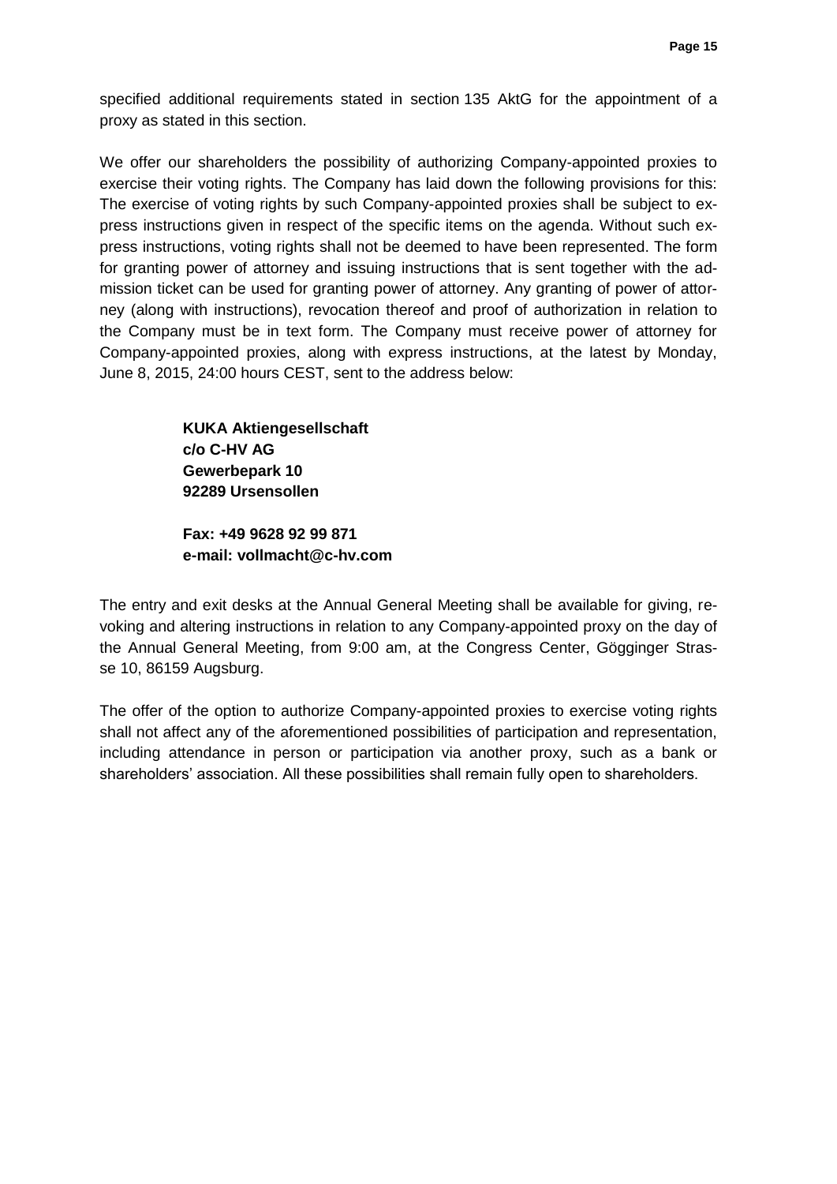specified additional requirements stated in section 135 AktG for the appointment of a proxy as stated in this section.

We offer our shareholders the possibility of authorizing Company-appointed proxies to exercise their voting rights. The Company has laid down the following provisions for this: The exercise of voting rights by such Company-appointed proxies shall be subject to express instructions given in respect of the specific items on the agenda. Without such express instructions, voting rights shall not be deemed to have been represented. The form for granting power of attorney and issuing instructions that is sent together with the admission ticket can be used for granting power of attorney. Any granting of power of attorney (along with instructions), revocation thereof and proof of authorization in relation to the Company must be in text form. The Company must receive power of attorney for Company-appointed proxies, along with express instructions, at the latest by Monday, June 8, 2015, 24:00 hours CEST, sent to the address below:

> **KUKA Aktiengesellschaft**
> **c/o C-HV AG**
> **Gewerbepark 10**
> **92289 Ursensollen**
>
> **Fax: +49 9628 92 99 871**
> **e-mail: vollmacht@c-hv.com**

The entry and exit desks at the Annual General Meeting shall be available for giving, revoking and altering instructions in relation to any Company-appointed proxy on the day of the Annual General Meeting, from 9:00 am, at the Congress Center, Gögginger Strasse 10, 86159 Augsburg.

The offer of the option to authorize Company-appointed proxies to exercise voting rights shall not affect any of the aforementioned possibilities of participation and representation, including attendance in person or participation via another proxy, such as a bank or shareholders' association. All these possibilities shall remain fully open to shareholders.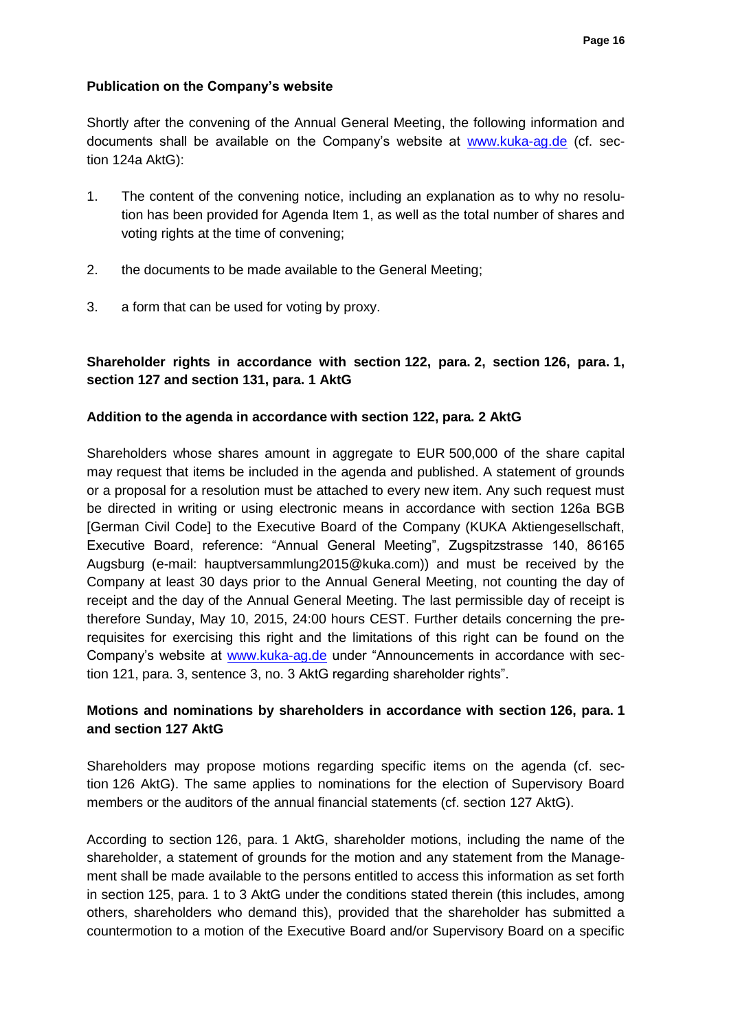**Publication on the Company's website**

Shortly after the convening of the Annual General Meeting, the following information and documents shall be available on the Company's website at www.kuka-ag.de (cf. section 124a AktG):

1. The content of the convening notice, including an explanation as to why no resolution has been provided for Agenda Item 1, as well as the total number of shares and voting rights at the time of convening;

2. the documents to be made available to the General Meeting;

3. a form that can be used for voting by proxy.

**Shareholder rights in accordance with section 122, para. 2, section 126, para. 1, section 127 and section 131, para. 1 AktG**

**Addition to the agenda in accordance with section 122, para. 2 AktG**

Shareholders whose shares amount in aggregate to EUR 500,000 of the share capital may request that items be included in the agenda and published. A statement of grounds or a proposal for a resolution must be attached to every new item. Any such request must be directed in writing or using electronic means in accordance with section 126a BGB [German Civil Code] to the Executive Board of the Company (KUKA Aktiengesellschaft, Executive Board, reference: "Annual General Meeting", Zugspitzstrasse 140, 86165 Augsburg (e-mail: hauptversammlung2015@kuka.com)) and must be received by the Company at least 30 days prior to the Annual General Meeting, not counting the day of receipt and the day of the Annual General Meeting. The last permissible day of receipt is therefore Sunday, May 10, 2015, 24:00 hours CEST. Further details concerning the prerequisites for exercising this right and the limitations of this right can be found on the Company's website at www.kuka-ag.de under "Announcements in accordance with section 121, para. 3, sentence 3, no. 3 AktG regarding shareholder rights".

**Motions and nominations by shareholders in accordance with section 126, para. 1 and section 127 AktG**

Shareholders may propose motions regarding specific items on the agenda (cf. section 126 AktG). The same applies to nominations for the election of Supervisory Board members or the auditors of the annual financial statements (cf. section 127 AktG).

According to section 126, para. 1 AktG, shareholder motions, including the name of the shareholder, a statement of grounds for the motion and any statement from the Management shall be made available to the persons entitled to access this information as set forth in section 125, para. 1 to 3 AktG under the conditions stated therein (this includes, among others, shareholders who demand this), provided that the shareholder has submitted a countermotion to a motion of the Executive Board and/or Supervisory Board on a specific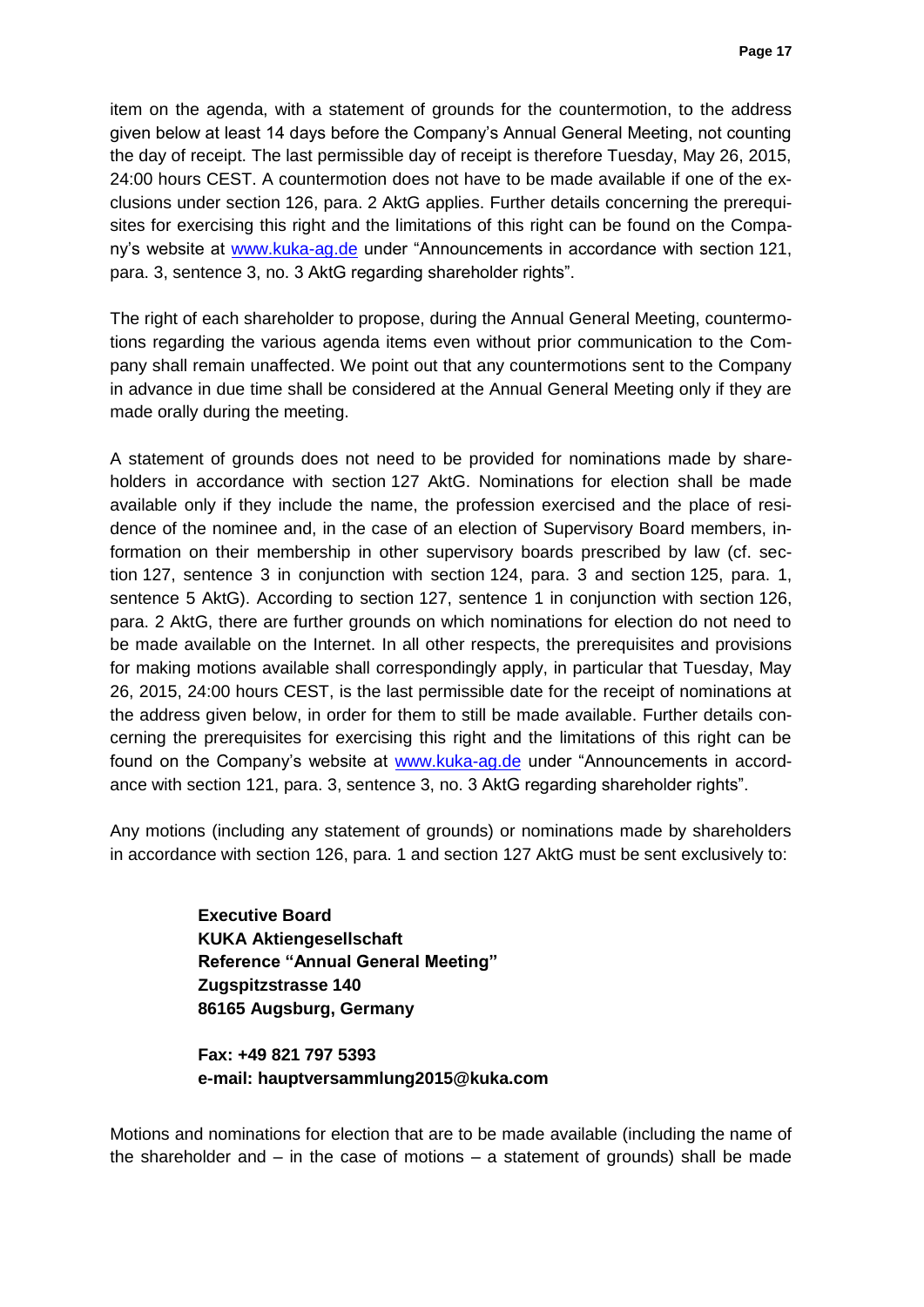item on the agenda, with a statement of grounds for the countermotion, to the address given below at least 14 days before the Company's Annual General Meeting, not counting the day of receipt. The last permissible day of receipt is therefore Tuesday, May 26, 2015, 24:00 hours CEST. A countermotion does not have to be made available if one of the exclusions under section 126, para. 2 AktG applies. Further details concerning the prerequisites for exercising this right and the limitations of this right can be found on the Company's website at www.kuka-ag.de under "Announcements in accordance with section 121, para. 3, sentence 3, no. 3 AktG regarding shareholder rights".

The right of each shareholder to propose, during the Annual General Meeting, countermotions regarding the various agenda items even without prior communication to the Company shall remain unaffected. We point out that any countermotions sent to the Company in advance in due time shall be considered at the Annual General Meeting only if they are made orally during the meeting.

A statement of grounds does not need to be provided for nominations made by shareholders in accordance with section 127 AktG. Nominations for election shall be made available only if they include the name, the profession exercised and the place of residence of the nominee and, in the case of an election of Supervisory Board members, information on their membership in other supervisory boards prescribed by law (cf. section 127, sentence 3 in conjunction with section 124, para. 3 and section 125, para. 1, sentence 5 AktG). According to section 127, sentence 1 in conjunction with section 126, para. 2 AktG, there are further grounds on which nominations for election do not need to be made available on the Internet. In all other respects, the prerequisites and provisions for making motions available shall correspondingly apply, in particular that Tuesday, May 26, 2015, 24:00 hours CEST, is the last permissible date for the receipt of nominations at the address given below, in order for them to still be made available. Further details concerning the prerequisites for exercising this right and the limitations of this right can be found on the Company's website at www.kuka-ag.de under "Announcements in accordance with section 121, para. 3, sentence 3, no. 3 AktG regarding shareholder rights".

Any motions (including any statement of grounds) or nominations made by shareholders in accordance with section 126, para. 1 and section 127 AktG must be sent exclusively to:

> **Executive Board**
> **KUKA Aktiengesellschaft**
> **Reference "Annual General Meeting"**
> **Zugspitzstrasse 140**
> **86165 Augsburg, Germany**
>
> **Fax: +49 821 797 5393**
> **e-mail: hauptversammlung2015@kuka.com**

Motions and nominations for election that are to be made available (including the name of the shareholder and – in the case of motions – a statement of grounds) shall be made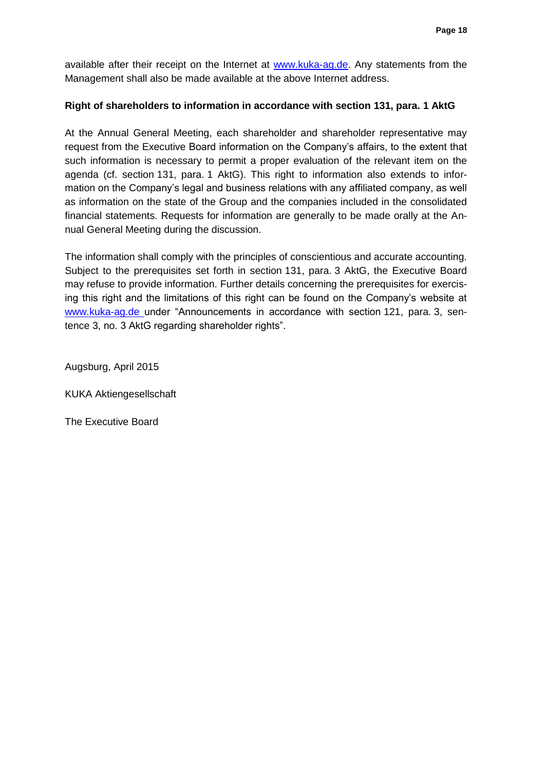available after their receipt on the Internet at www.kuka-ag.de. Any statements from the Management shall also be made available at the above Internet address.

**Right of shareholders to information in accordance with section 131, para. 1 AktG**

At the Annual General Meeting, each shareholder and shareholder representative may request from the Executive Board information on the Company's affairs, to the extent that such information is necessary to permit a proper evaluation of the relevant item on the agenda (cf. section 131, para. 1 AktG). This right to information also extends to information on the Company's legal and business relations with any affiliated company, as well as information on the state of the Group and the companies included in the consolidated financial statements. Requests for information are generally to be made orally at the Annual General Meeting during the discussion.

The information shall comply with the principles of conscientious and accurate accounting. Subject to the prerequisites set forth in section 131, para. 3 AktG, the Executive Board may refuse to provide information. Further details concerning the prerequisites for exercising this right and the limitations of this right can be found on the Company's website at www.kuka-ag.de under "Announcements in accordance with section 121, para. 3, sentence 3, no. 3 AktG regarding shareholder rights".

Augsburg, April 2015

KUKA Aktiengesellschaft

The Executive Board